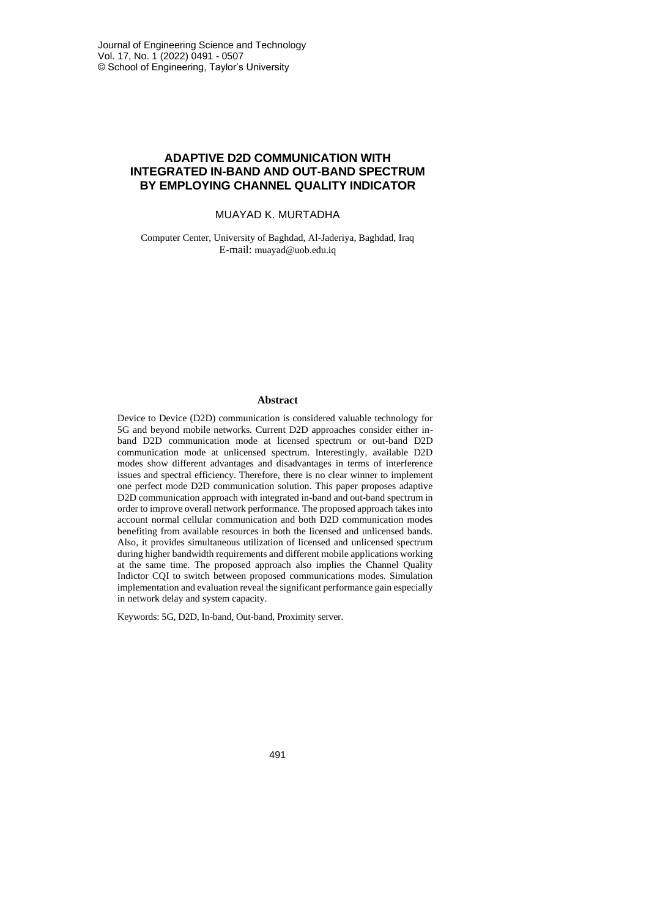# ADAPTIVE D2D COMMUNICATION WITH INTEGRATED IN-BAND AND OUT-BAND SPECTRUM BY EMPLOYING CHANNEL QUALITY INDICATOR

MUAYAD K. MURTADHA

Computer Center, University of Baghdad, Al-Jaderiya, Baghdad, Iraq
E-mail: muayad@uob.edu.iq

## Abstract

Device to Device (D2D) communication is considered valuable technology for 5G and beyond mobile networks. Current D2D approaches consider either in-band D2D communication mode at licensed spectrum or out-band D2D communication mode at unlicensed spectrum. Interestingly, available D2D modes show different advantages and disadvantages in terms of interference issues and spectral efficiency. Therefore, there is no clear winner to implement one perfect mode D2D communication solution. This paper proposes adaptive D2D communication approach with integrated in-band and out-band spectrum in order to improve overall network performance. The proposed approach takes into account normal cellular communication and both D2D communication modes benefiting from available resources in both the licensed and unlicensed bands. Also, it provides simultaneous utilization of licensed and unlicensed spectrum during higher bandwidth requirements and different mobile applications working at the same time. The proposed approach also implies the Channel Quality Indictor CQI to switch between proposed communications modes. Simulation implementation and evaluation reveal the significant performance gain especially in network delay and system capacity.

Keywords: 5G, D2D, In-band, Out-band, Proximity server.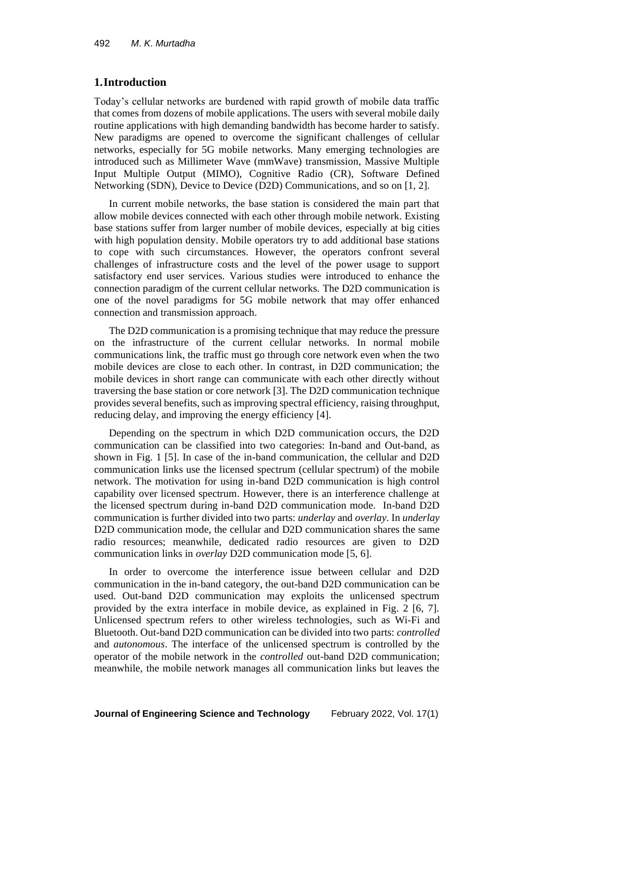## 1. Introduction

Today's cellular networks are burdened with rapid growth of mobile data traffic that comes from dozens of mobile applications. The users with several mobile daily routine applications with high demanding bandwidth has become harder to satisfy. New paradigms are opened to overcome the significant challenges of cellular networks, especially for 5G mobile networks. Many emerging technologies are introduced such as Millimeter Wave (mmWave) transmission, Massive Multiple Input Multiple Output (MIMO), Cognitive Radio (CR), Software Defined Networking (SDN), Device to Device (D2D) Communications, and so on [1, 2].

In current mobile networks, the base station is considered the main part that allow mobile devices connected with each other through mobile network. Existing base stations suffer from larger number of mobile devices, especially at big cities with high population density. Mobile operators try to add additional base stations to cope with such circumstances. However, the operators confront several challenges of infrastructure costs and the level of the power usage to support satisfactory end user services. Various studies were introduced to enhance the connection paradigm of the current cellular networks. The D2D communication is one of the novel paradigms for 5G mobile network that may offer enhanced connection and transmission approach.

The D2D communication is a promising technique that may reduce the pressure on the infrastructure of the current cellular networks. In normal mobile communications link, the traffic must go through core network even when the two mobile devices are close to each other. In contrast, in D2D communication; the mobile devices in short range can communicate with each other directly without traversing the base station or core network [3]. The D2D communication technique provides several benefits, such as improving spectral efficiency, raising throughput, reducing delay, and improving the energy efficiency [4].

Depending on the spectrum in which D2D communication occurs, the D2D communication can be classified into two categories: In-band and Out-band, as shown in Fig. 1 [5]. In case of the in-band communication, the cellular and D2D communication links use the licensed spectrum (cellular spectrum) of the mobile network. The motivation for using in-band D2D communication is high control capability over licensed spectrum. However, there is an interference challenge at the licensed spectrum during in-band D2D communication mode. In-band D2D communication is further divided into two parts: *underlay* and *overlay*. In *underlay* D2D communication mode, the cellular and D2D communication shares the same radio resources; meanwhile, dedicated radio resources are given to D2D communication links in *overlay* D2D communication mode [5, 6].

In order to overcome the interference issue between cellular and D2D communication in the in-band category, the out-band D2D communication can be used. Out-band D2D communication may exploits the unlicensed spectrum provided by the extra interface in mobile device, as explained in Fig. 2 [6, 7]. Unlicensed spectrum refers to other wireless technologies, such as Wi-Fi and Bluetooth. Out-band D2D communication can be divided into two parts: *controlled* and *autonomous*. The interface of the unlicensed spectrum is controlled by the operator of the mobile network in the *controlled* out-band D2D communication; meanwhile, the mobile network manages all communication links but leaves the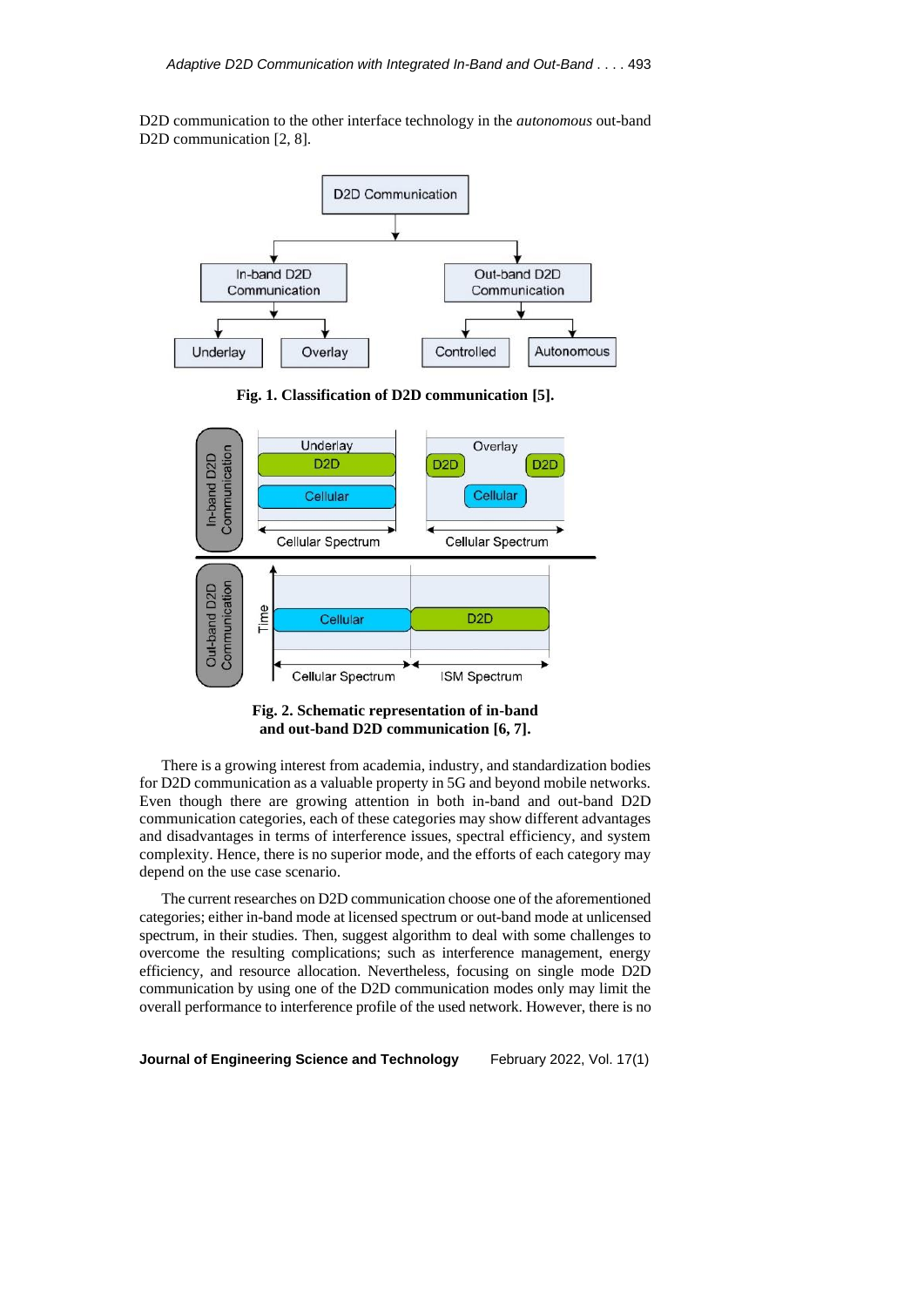D2D communication to the other interface technology in the *autonomous* out-band D2D communication [2, 8].

**Fig. 1. Classification of D2D communication [5].**

**Fig. 2. Schematic representation of in-band and out-band D2D communication [6, 7].**

There is a growing interest from academia, industry, and standardization bodies for D2D communication as a valuable property in 5G and beyond mobile networks. Even though there are growing attention in both in-band and out-band D2D communication categories, each of these categories may show different advantages and disadvantages in terms of interference issues, spectral efficiency, and system complexity. Hence, there is no superior mode, and the efforts of each category may depend on the use case scenario.

The current researches on D2D communication choose one of the aforementioned categories; either in-band mode at licensed spectrum or out-band mode at unlicensed spectrum, in their studies. Then, suggest algorithm to deal with some challenges to overcome the resulting complications; such as interference management, energy efficiency, and resource allocation. Nevertheless, focusing on single mode D2D communication by using one of the D2D communication modes only may limit the overall performance to interference profile of the used network. However, there is no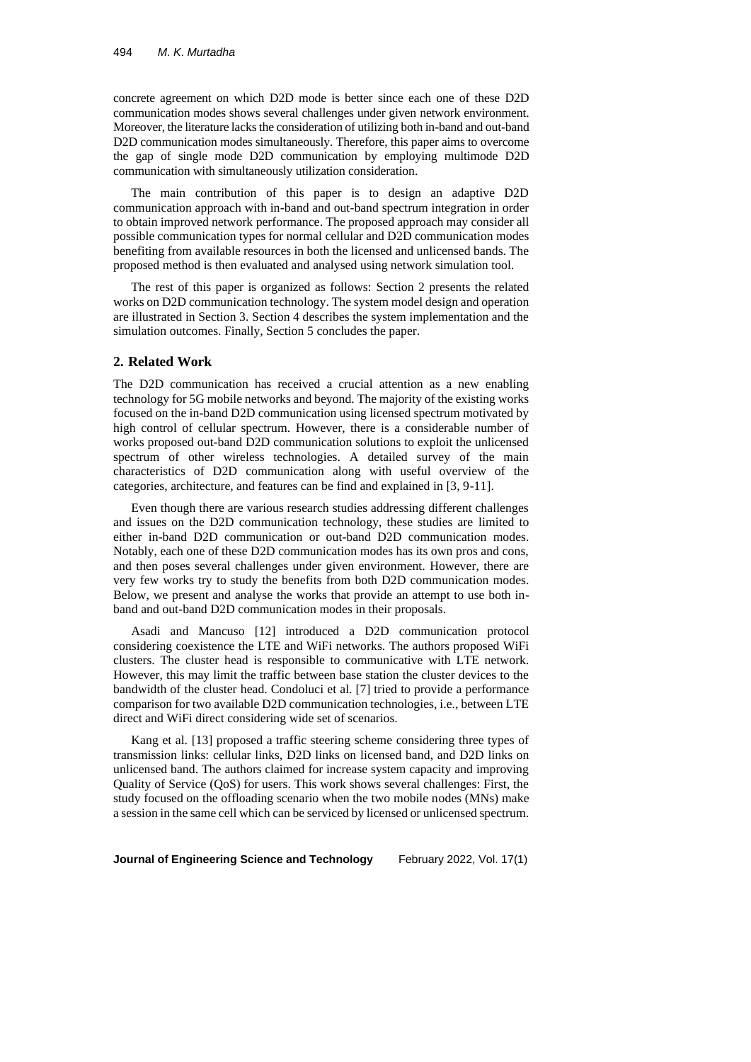concrete agreement on which D2D mode is better since each one of these D2D communication modes shows several challenges under given network environment. Moreover, the literature lacks the consideration of utilizing both in-band and out-band D2D communication modes simultaneously. Therefore, this paper aims to overcome the gap of single mode D2D communication by employing multimode D2D communication with simultaneously utilization consideration.

The main contribution of this paper is to design an adaptive D2D communication approach with in-band and out-band spectrum integration in order to obtain improved network performance. The proposed approach may consider all possible communication types for normal cellular and D2D communication modes benefiting from available resources in both the licensed and unlicensed bands. The proposed method is then evaluated and analysed using network simulation tool.

The rest of this paper is organized as follows: Section 2 presents the related works on D2D communication technology. The system model design and operation are illustrated in Section 3. Section 4 describes the system implementation and the simulation outcomes. Finally, Section 5 concludes the paper.

## 2. Related Work

The D2D communication has received a crucial attention as a new enabling technology for 5G mobile networks and beyond. The majority of the existing works focused on the in-band D2D communication using licensed spectrum motivated by high control of cellular spectrum. However, there is a considerable number of works proposed out-band D2D communication solutions to exploit the unlicensed spectrum of other wireless technologies. A detailed survey of the main characteristics of D2D communication along with useful overview of the categories, architecture, and features can be find and explained in [3, 9-11].

Even though there are various research studies addressing different challenges and issues on the D2D communication technology, these studies are limited to either in-band D2D communication or out-band D2D communication modes. Notably, each one of these D2D communication modes has its own pros and cons, and then poses several challenges under given environment. However, there are very few works try to study the benefits from both D2D communication modes. Below, we present and analyse the works that provide an attempt to use both in-band and out-band D2D communication modes in their proposals.

Asadi and Mancuso [12] introduced a D2D communication protocol considering coexistence the LTE and WiFi networks. The authors proposed WiFi clusters. The cluster head is responsible to communicative with LTE network. However, this may limit the traffic between base station the cluster devices to the bandwidth of the cluster head. Condoluci et al. [7] tried to provide a performance comparison for two available D2D communication technologies, i.e., between LTE direct and WiFi direct considering wide set of scenarios.

Kang et al. [13] proposed a traffic steering scheme considering three types of transmission links: cellular links, D2D links on licensed band, and D2D links on unlicensed band. The authors claimed for increase system capacity and improving Quality of Service (QoS) for users. This work shows several challenges: First, the study focused on the offloading scenario when the two mobile nodes (MNs) make a session in the same cell which can be serviced by licensed or unlicensed spectrum.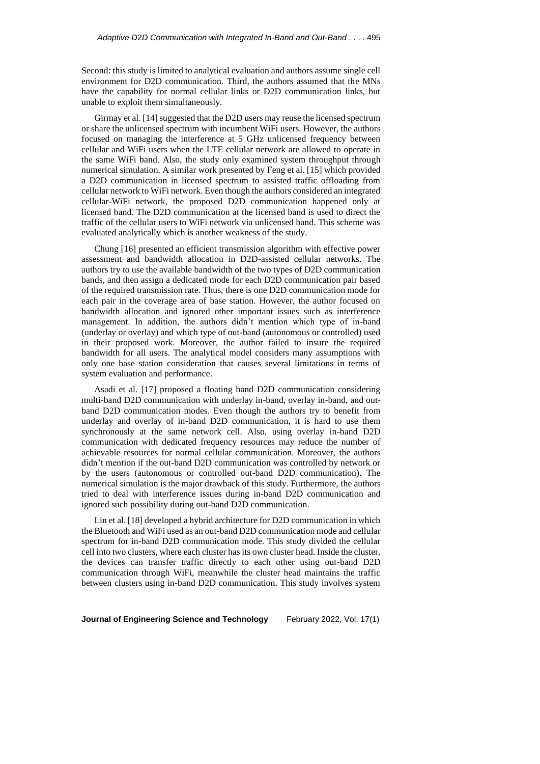Second: this study is limited to analytical evaluation and authors assume single cell environment for D2D communication. Third, the authors assumed that the MNs have the capability for normal cellular links or D2D communication links, but unable to exploit them simultaneously.

Girmay et al. [14] suggested that the D2D users may reuse the licensed spectrum or share the unlicensed spectrum with incumbent WiFi users. However, the authors focused on managing the interference at 5 GHz unlicensed frequency between cellular and WiFi users when the LTE cellular network are allowed to operate in the same WiFi band. Also, the study only examined system throughput through numerical simulation. A similar work presented by Feng et al. [15] which provided a D2D communication in licensed spectrum to assisted traffic offloading from cellular network to WiFi network. Even though the authors considered an integrated cellular-WiFi network, the proposed D2D communication happened only at licensed band. The D2D communication at the licensed band is used to direct the traffic of the cellular users to WiFi network via unlicensed band. This scheme was evaluated analytically which is another weakness of the study.

Chung [16] presented an efficient transmission algorithm with effective power assessment and bandwidth allocation in D2D-assisted cellular networks. The authors try to use the available bandwidth of the two types of D2D communication bands, and then assign a dedicated mode for each D2D communication pair based of the required transmission rate. Thus, there is one D2D communication mode for each pair in the coverage area of base station. However, the author focused on bandwidth allocation and ignored other important issues such as interference management. In addition, the authors didn't mention which type of in-band (underlay or overlay) and which type of out-band (autonomous or controlled) used in their proposed work. Moreover, the author failed to insure the required bandwidth for all users. The analytical model considers many assumptions with only one base station consideration that causes several limitations in terms of system evaluation and performance.

Asadi et al. [17] proposed a floating band D2D communication considering multi-band D2D communication with underlay in-band, overlay in-band, and out-band D2D communication modes. Even though the authors try to benefit from underlay and overlay of in-band D2D communication, it is hard to use them synchronously at the same network cell. Also, using overlay in-band D2D communication with dedicated frequency resources may reduce the number of achievable resources for normal cellular communication. Moreover, the authors didn't mention if the out-band D2D communication was controlled by network or by the users (autonomous or controlled out-band D2D communication). The numerical simulation is the major drawback of this study. Furthermore, the authors tried to deal with interference issues during in-band D2D communication and ignored such possibility during out-band D2D communication.

Lin et al. [18] developed a hybrid architecture for D2D communication in which the Bluetooth and WiFi used as an out-band D2D communication mode and cellular spectrum for in-band D2D communication mode. This study divided the cellular cell into two clusters, where each cluster has its own cluster head. Inside the cluster, the devices can transfer traffic directly to each other using out-band D2D communication through WiFi, meanwhile the cluster head maintains the traffic between clusters using in-band D2D communication. This study involves system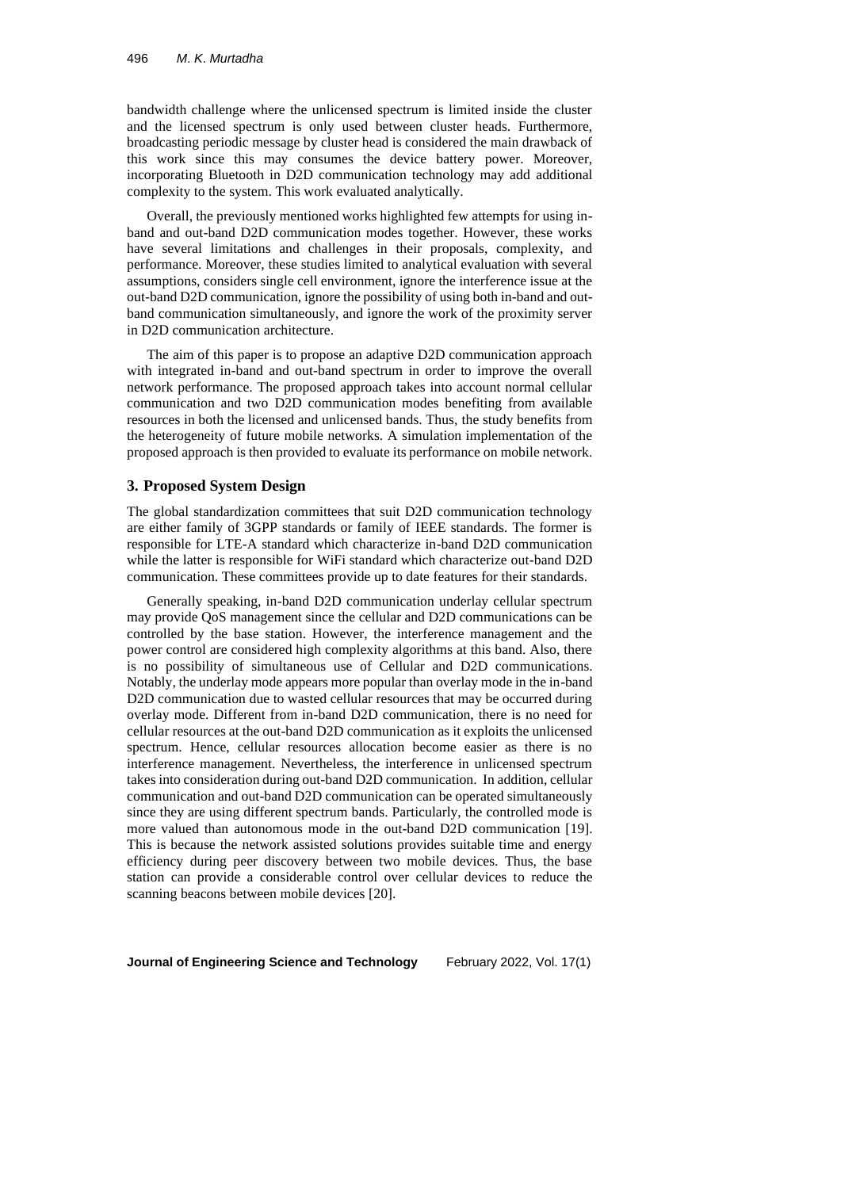bandwidth challenge where the unlicensed spectrum is limited inside the cluster and the licensed spectrum is only used between cluster heads. Furthermore, broadcasting periodic message by cluster head is considered the main drawback of this work since this may consumes the device battery power. Moreover, incorporating Bluetooth in D2D communication technology may add additional complexity to the system. This work evaluated analytically.

Overall, the previously mentioned works highlighted few attempts for using in-band and out-band D2D communication modes together. However, these works have several limitations and challenges in their proposals, complexity, and performance. Moreover, these studies limited to analytical evaluation with several assumptions, considers single cell environment, ignore the interference issue at the out-band D2D communication, ignore the possibility of using both in-band and out-band communication simultaneously, and ignore the work of the proximity server in D2D communication architecture.

The aim of this paper is to propose an adaptive D2D communication approach with integrated in-band and out-band spectrum in order to improve the overall network performance. The proposed approach takes into account normal cellular communication and two D2D communication modes benefiting from available resources in both the licensed and unlicensed bands. Thus, the study benefits from the heterogeneity of future mobile networks. A simulation implementation of the proposed approach is then provided to evaluate its performance on mobile network.

## 3. Proposed System Design

The global standardization committees that suit D2D communication technology are either family of 3GPP standards or family of IEEE standards. The former is responsible for LTE-A standard which characterize in-band D2D communication while the latter is responsible for WiFi standard which characterize out-band D2D communication. These committees provide up to date features for their standards.

Generally speaking, in-band D2D communication underlay cellular spectrum may provide QoS management since the cellular and D2D communications can be controlled by the base station. However, the interference management and the power control are considered high complexity algorithms at this band. Also, there is no possibility of simultaneous use of Cellular and D2D communications. Notably, the underlay mode appears more popular than overlay mode in the in-band D2D communication due to wasted cellular resources that may be occurred during overlay mode. Different from in-band D2D communication, there is no need for cellular resources at the out-band D2D communication as it exploits the unlicensed spectrum. Hence, cellular resources allocation become easier as there is no interference management. Nevertheless, the interference in unlicensed spectrum takes into consideration during out-band D2D communication. In addition, cellular communication and out-band D2D communication can be operated simultaneously since they are using different spectrum bands. Particularly, the controlled mode is more valued than autonomous mode in the out-band D2D communication [19]. This is because the network assisted solutions provides suitable time and energy efficiency during peer discovery between two mobile devices. Thus, the base station can provide a considerable control over cellular devices to reduce the scanning beacons between mobile devices [20].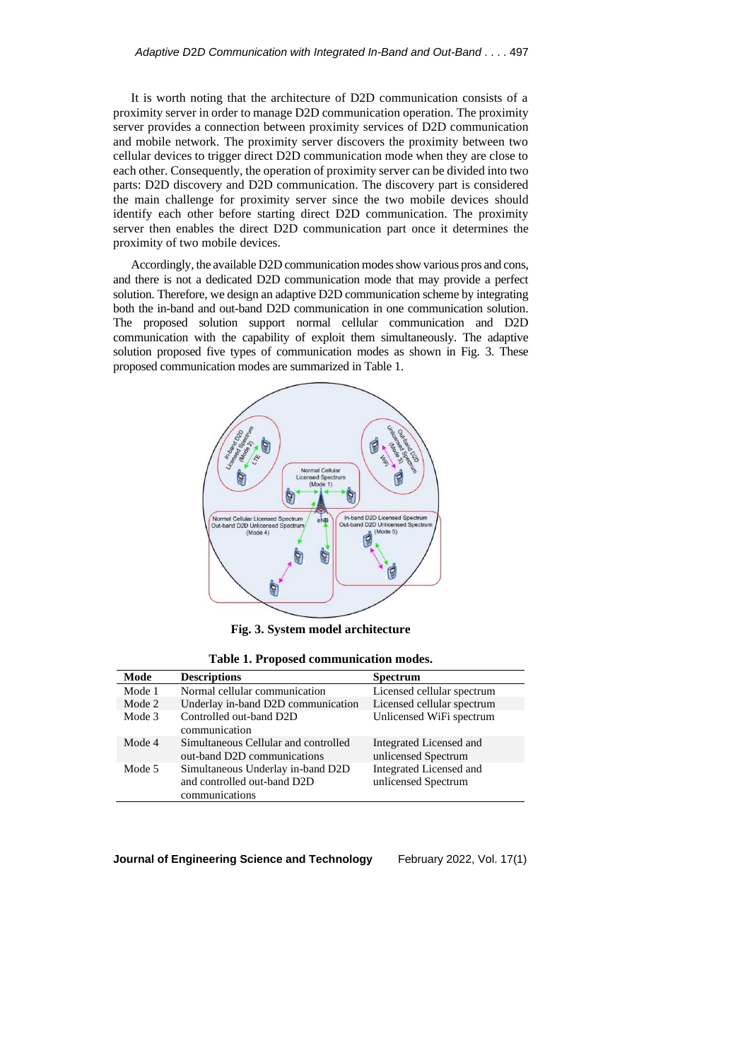It is worth noting that the architecture of D2D communication consists of a proximity server in order to manage D2D communication operation. The proximity server provides a connection between proximity services of D2D communication and mobile network. The proximity server discovers the proximity between two cellular devices to trigger direct D2D communication mode when they are close to each other. Consequently, the operation of proximity server can be divided into two parts: D2D discovery and D2D communication. The discovery part is considered the main challenge for proximity server since the two mobile devices should identify each other before starting direct D2D communication. The proximity server then enables the direct D2D communication part once it determines the proximity of two mobile devices.

Accordingly, the available D2D communication modes show various pros and cons, and there is not a dedicated D2D communication mode that may provide a perfect solution. Therefore, we design an adaptive D2D communication scheme by integrating both the in-band and out-band D2D communication in one communication solution. The proposed solution support normal cellular communication and D2D communication with the capability of exploit them simultaneously. The adaptive solution proposed five types of communication modes as shown in Fig. 3. These proposed communication modes are summarized in Table 1.

**Fig. 3. System model architecture**

**Table 1. Proposed communication modes.**

| Mode | Descriptions | Spectrum |
|---|---|---|
| Mode 1 | Normal cellular communication | Licensed cellular spectrum |
| Mode 2 | Underlay in-band D2D communication | Licensed cellular spectrum |
| Mode 3 | Controlled out-band D2D communication | Unlicensed WiFi spectrum |
| Mode 4 | Simultaneous Cellular and controlled out-band D2D communications | Integrated Licensed and unlicensed Spectrum |
| Mode 5 | Simultaneous Underlay in-band D2D and controlled out-band D2D communications | Integrated Licensed and unlicensed Spectrum |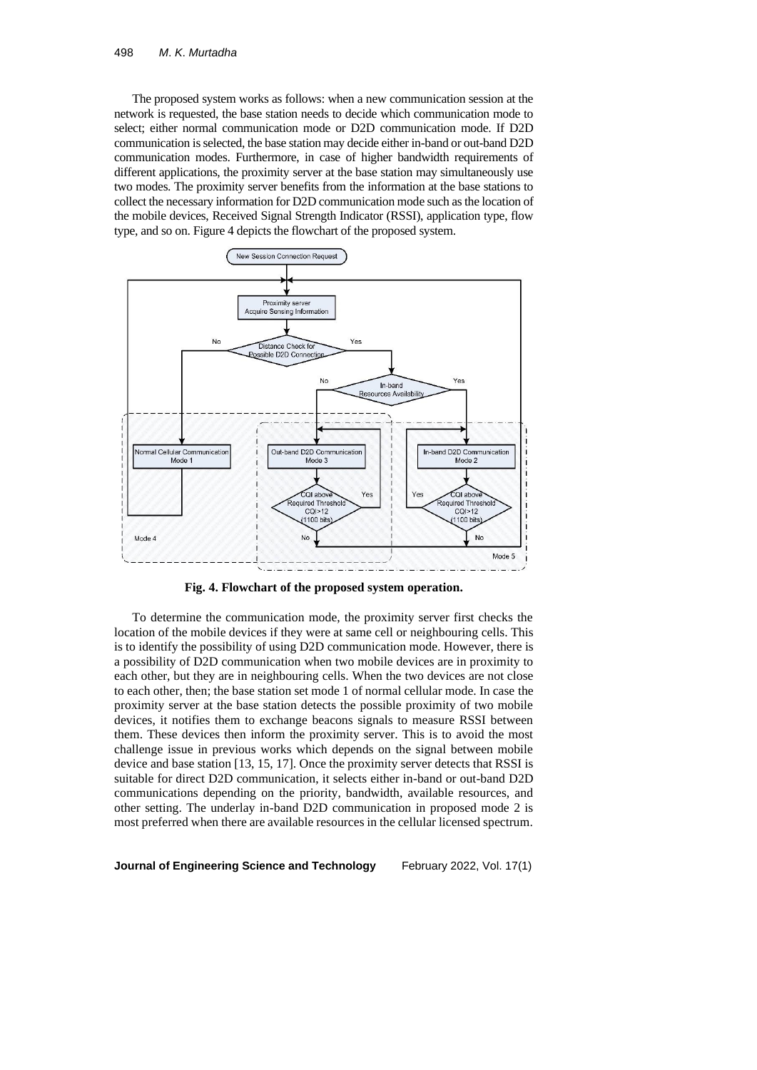The proposed system works as follows: when a new communication session at the network is requested, the base station needs to decide which communication mode to select; either normal communication mode or D2D communication mode. If D2D communication is selected, the base station may decide either in-band or out-band D2D communication modes. Furthermore, in case of higher bandwidth requirements of different applications, the proximity server at the base station may simultaneously use two modes. The proximity server benefits from the information at the base stations to collect the necessary information for D2D communication mode such as the location of the mobile devices, Received Signal Strength Indicator (RSSI), application type, flow type, and so on. Figure 4 depicts the flowchart of the proposed system.

**Fig. 4. Flowchart of the proposed system operation.**

To determine the communication mode, the proximity server first checks the location of the mobile devices if they were at same cell or neighbouring cells. This is to identify the possibility of using D2D communication mode. However, there is a possibility of D2D communication when two mobile devices are in proximity to each other, but they are in neighbouring cells. When the two devices are not close to each other, then; the base station set mode 1 of normal cellular mode. In case the proximity server at the base station detects the possible proximity of two mobile devices, it notifies them to exchange beacons signals to measure RSSI between them. These devices then inform the proximity server. This is to avoid the most challenge issue in previous works which depends on the signal between mobile device and base station [13, 15, 17]. Once the proximity server detects that RSSI is suitable for direct D2D communication, it selects either in-band or out-band D2D communications depending on the priority, bandwidth, available resources, and other setting. The underlay in-band D2D communication in proposed mode 2 is most preferred when there are available resources in the cellular licensed spectrum.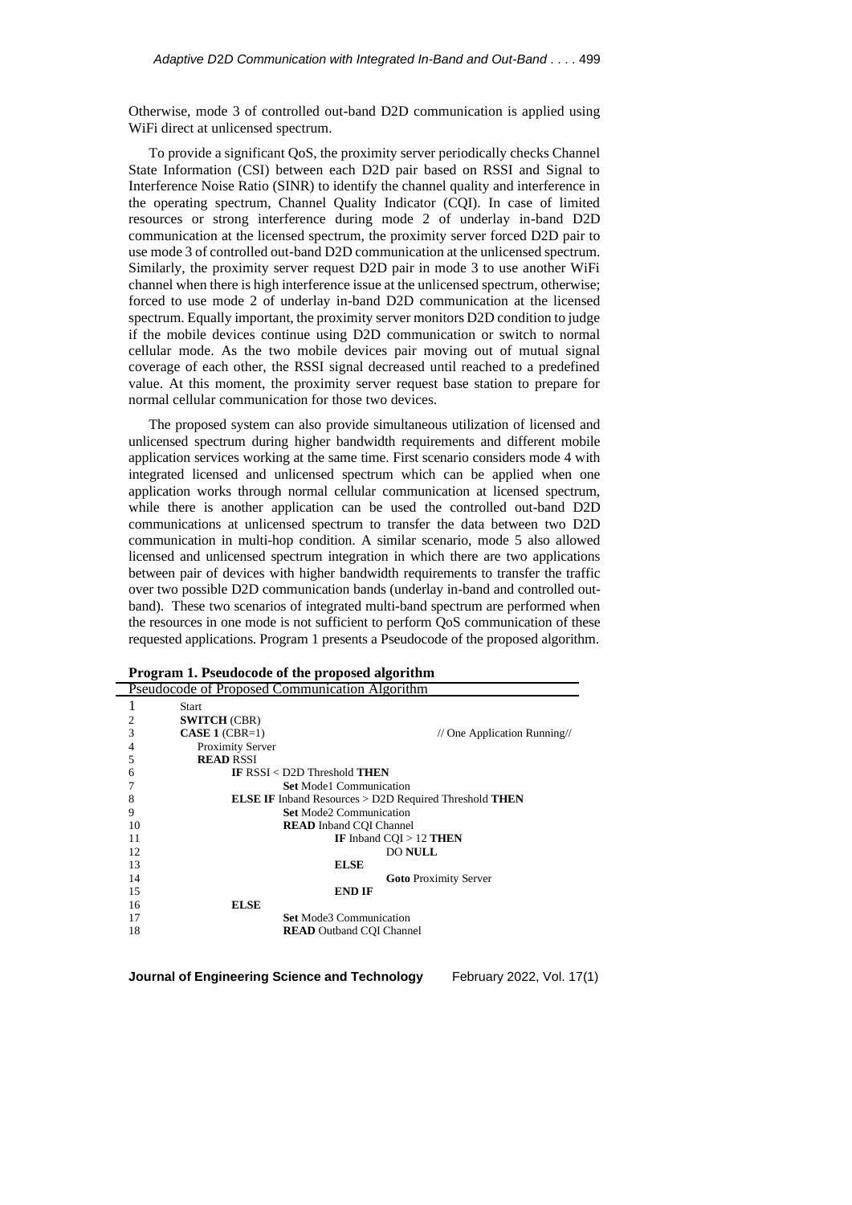Otherwise, mode 3 of controlled out-band D2D communication is applied using WiFi direct at unlicensed spectrum.

To provide a significant QoS, the proximity server periodically checks Channel State Information (CSI) between each D2D pair based on RSSI and Signal to Interference Noise Ratio (SINR) to identify the channel quality and interference in the operating spectrum, Channel Quality Indicator (CQI). In case of limited resources or strong interference during mode 2 of underlay in-band D2D communication at the licensed spectrum, the proximity server forced D2D pair to use mode 3 of controlled out-band D2D communication at the unlicensed spectrum. Similarly, the proximity server request D2D pair in mode 3 to use another WiFi channel when there is high interference issue at the unlicensed spectrum, otherwise; forced to use mode 2 of underlay in-band D2D communication at the licensed spectrum. Equally important, the proximity server monitors D2D condition to judge if the mobile devices continue using D2D communication or switch to normal cellular mode. As the two mobile devices pair moving out of mutual signal coverage of each other, the RSSI signal decreased until reached to a predefined value. At this moment, the proximity server request base station to prepare for normal cellular communication for those two devices.

The proposed system can also provide simultaneous utilization of licensed and unlicensed spectrum during higher bandwidth requirements and different mobile application services working at the same time. First scenario considers mode 4 with integrated licensed and unlicensed spectrum which can be applied when one application works through normal cellular communication at licensed spectrum, while there is another application can be used the controlled out-band D2D communications at unlicensed spectrum to transfer the data between two D2D communication in multi-hop condition. A similar scenario, mode 5 also allowed licensed and unlicensed spectrum integration in which there are two applications between pair of devices with higher bandwidth requirements to transfer the traffic over two possible D2D communication bands (underlay in-band and controlled out-band). These two scenarios of integrated multi-band spectrum are performed when the resources in one mode is not sufficient to perform QoS communication of these requested applications. Program 1 presents a Pseudocode of the proposed algorithm.

**Program 1. Pseudocode of the proposed algorithm**

```
Pseudocode of Proposed Communication Algorithm
1   Start
2   SWITCH (CBR)
3   CASE 1 (CBR=1)                                    // One Application Running//
4     Proximity Server
5     READ RSSI
6       IF RSSI < D2D Threshold THEN
7           Set Mode1 Communication
8       ELSE IF Inband Resources > D2D Required Threshold THEN
9           Set Mode2 Communication
10          READ Inband CQI Channel
11              IF Inband CQI > 12 THEN
12                  DO NULL
13              ELSE
14                  Goto Proximity Server
15              END IF
16      ELSE
17          Set Mode3 Communication
18          READ Outband CQI Channel
```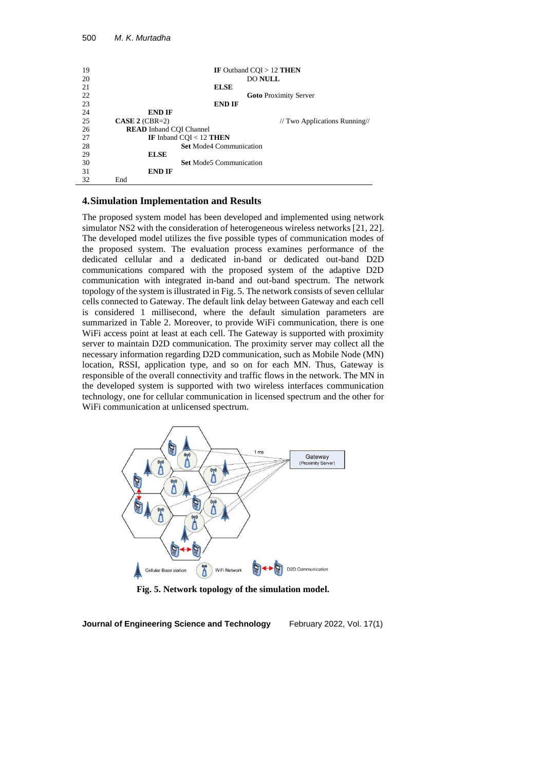```
19                              IF Outband CQI > 12 THEN
20                                      DO NULL
21                              ELSE
22                                      Goto Proximity Server
23                              END IF
24              END IF
25      CASE 2 (CBR=2)                                  // Two Applications Running//
26          READ Inband CQI Channel
27              IF Inband CQI < 12 THEN
28                      Set Mode4 Communication
29              ELSE
30                      Set Mode5 Communication
31              END IF
32      End
```

## 4. Simulation Implementation and Results

The proposed system model has been developed and implemented using network simulator NS2 with the consideration of heterogeneous wireless networks [21, 22]. The developed model utilizes the five possible types of communication modes of the proposed system. The evaluation process examines performance of the dedicated cellular and a dedicated in-band or dedicated out-band D2D communications compared with the proposed system of the adaptive D2D communication with integrated in-band and out-band spectrum. The network topology of the system is illustrated in Fig. 5. The network consists of seven cellular cells connected to Gateway. The default link delay between Gateway and each cell is considered 1 millisecond, where the default simulation parameters are summarized in Table 2. Moreover, to provide WiFi communication, there is one WiFi access point at least at each cell. The Gateway is supported with proximity server to maintain D2D communication. The proximity server may collect all the necessary information regarding D2D communication, such as Mobile Node (MN) location, RSSI, application type, and so on for each MN. Thus, Gateway is responsible of the overall connectivity and traffic flows in the network. The MN in the developed system is supported with two wireless interfaces communication technology, one for cellular communication in licensed spectrum and the other for WiFi communication at unlicensed spectrum.

**Fig. 5. Network topology of the simulation model.**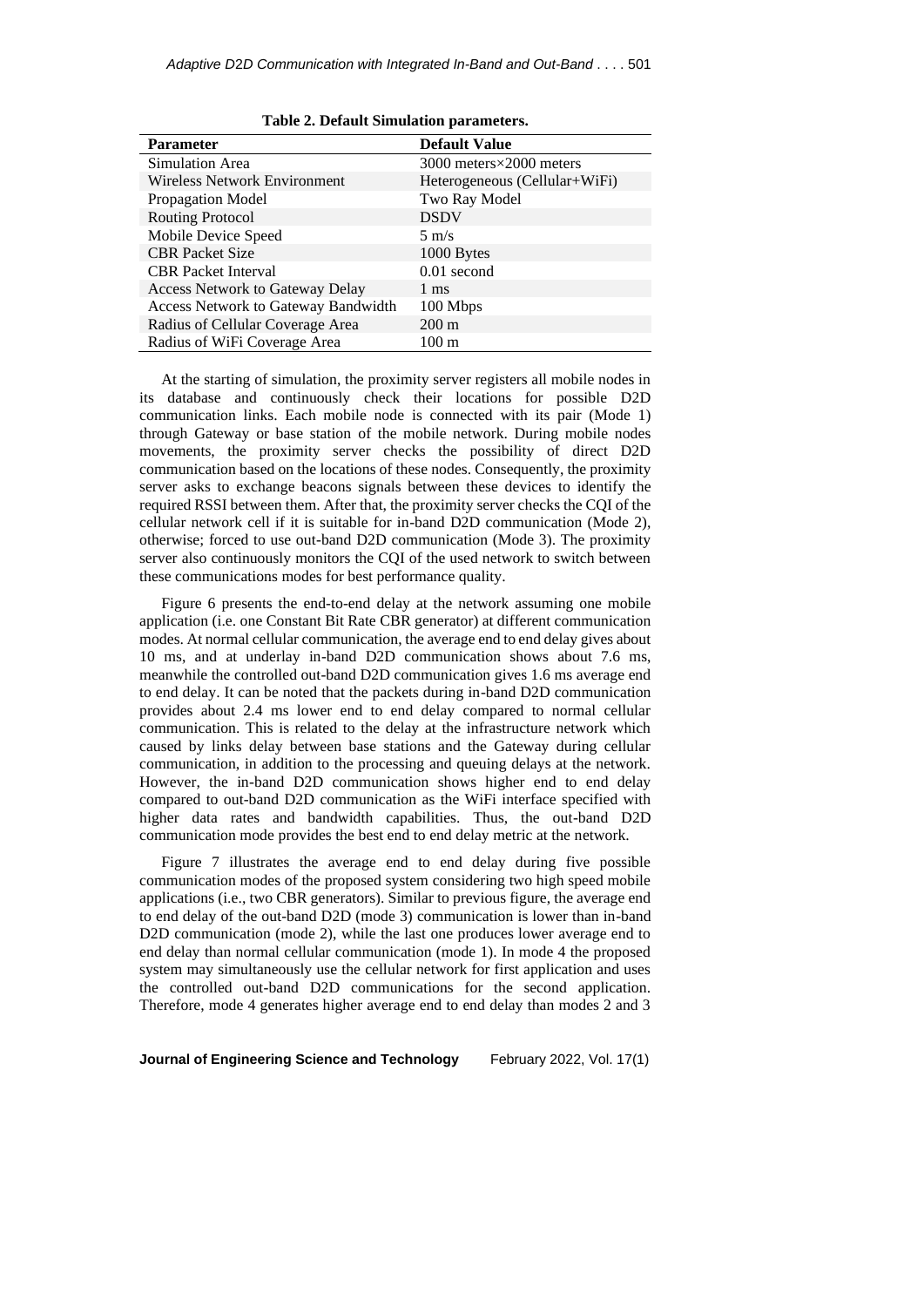**Table 2. Default Simulation parameters.**

| Parameter | Default Value |
| --- | --- |
| Simulation Area | 3000 meters×2000 meters |
| Wireless Network Environment | Heterogeneous (Cellular+WiFi) |
| Propagation Model | Two Ray Model |
| Routing Protocol | DSDV |
| Mobile Device Speed | 5 m/s |
| CBR Packet Size | 1000 Bytes |
| CBR Packet Interval | 0.01 second |
| Access Network to Gateway Delay | 1 ms |
| Access Network to Gateway Bandwidth | 100 Mbps |
| Radius of Cellular Coverage Area | 200 m |
| Radius of WiFi Coverage Area | 100 m |

At the starting of simulation, the proximity server registers all mobile nodes in its database and continuously check their locations for possible D2D communication links. Each mobile node is connected with its pair (Mode 1) through Gateway or base station of the mobile network. During mobile nodes movements, the proximity server checks the possibility of direct D2D communication based on the locations of these nodes. Consequently, the proximity server asks to exchange beacons signals between these devices to identify the required RSSI between them. After that, the proximity server checks the CQI of the cellular network cell if it is suitable for in-band D2D communication (Mode 2), otherwise; forced to use out-band D2D communication (Mode 3). The proximity server also continuously monitors the CQI of the used network to switch between these communications modes for best performance quality.

Figure 6 presents the end-to-end delay at the network assuming one mobile application (i.e. one Constant Bit Rate CBR generator) at different communication modes. At normal cellular communication, the average end to end delay gives about 10 ms, and at underlay in-band D2D communication shows about 7.6 ms, meanwhile the controlled out-band D2D communication gives 1.6 ms average end to end delay. It can be noted that the packets during in-band D2D communication provides about 2.4 ms lower end to end delay compared to normal cellular communication. This is related to the delay at the infrastructure network which caused by links delay between base stations and the Gateway during cellular communication, in addition to the processing and queuing delays at the network. However, the in-band D2D communication shows higher end to end delay compared to out-band D2D communication as the WiFi interface specified with higher data rates and bandwidth capabilities. Thus, the out-band D2D communication mode provides the best end to end delay metric at the network.

Figure 7 illustrates the average end to end delay during five possible communication modes of the proposed system considering two high speed mobile applications (i.e., two CBR generators). Similar to previous figure, the average end to end delay of the out-band D2D (mode 3) communication is lower than in-band D2D communication (mode 2), while the last one produces lower average end to end delay than normal cellular communication (mode 1). In mode 4 the proposed system may simultaneously use the cellular network for first application and uses the controlled out-band D2D communications for the second application. Therefore, mode 4 generates higher average end to end delay than modes 2 and 3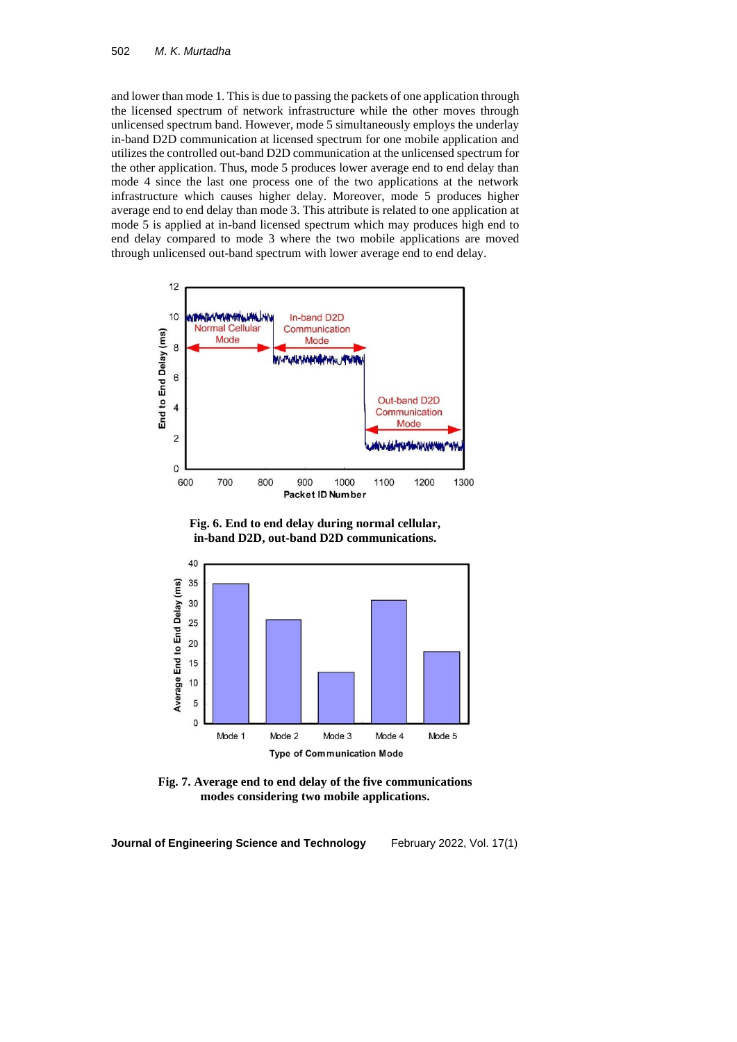and lower than mode 1. This is due to passing the packets of one application through the licensed spectrum of network infrastructure while the other moves through unlicensed spectrum band. However, mode 5 simultaneously employs the underlay in-band D2D communication at licensed spectrum for one mobile application and utilizes the controlled out-band D2D communication at the unlicensed spectrum for the other application. Thus, mode 5 produces lower average end to end delay than mode 4 since the last one process one of the two applications at the network infrastructure which causes higher delay. Moreover, mode 5 produces higher average end to end delay than mode 3. This attribute is related to one application at mode 5 is applied at in-band licensed spectrum which may produces high end to end delay compared to mode 3 where the two mobile applications are moved through unlicensed out-band spectrum with lower average end to end delay.

**Fig. 6. End to end delay during normal cellular, in-band D2D, out-band D2D communications.**

**Fig. 7. Average end to end delay of the five communications modes considering two mobile applications.**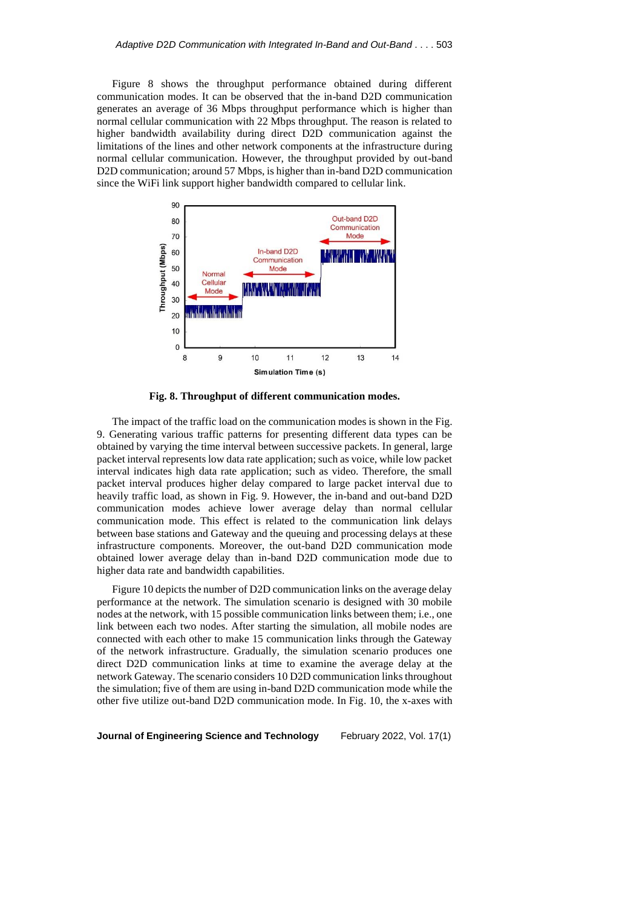Figure 8 shows the throughput performance obtained during different communication modes. It can be observed that the in-band D2D communication generates an average of 36 Mbps throughput performance which is higher than normal cellular communication with 22 Mbps throughput. The reason is related to higher bandwidth availability during direct D2D communication against the limitations of the lines and other network components at the infrastructure during normal cellular communication. However, the throughput provided by out-band D2D communication; around 57 Mbps, is higher than in-band D2D communication since the WiFi link support higher bandwidth compared to cellular link.

**Fig. 8. Throughput of different communication modes.**

The impact of the traffic load on the communication modes is shown in the Fig. 9. Generating various traffic patterns for presenting different data types can be obtained by varying the time interval between successive packets. In general, large packet interval represents low data rate application; such as voice, while low packet interval indicates high data rate application; such as video. Therefore, the small packet interval produces higher delay compared to large packet interval due to heavily traffic load, as shown in Fig. 9. However, the in-band and out-band D2D communication modes achieve lower average delay than normal cellular communication mode. This effect is related to the communication link delays between base stations and Gateway and the queuing and processing delays at these infrastructure components. Moreover, the out-band D2D communication mode obtained lower average delay than in-band D2D communication mode due to higher data rate and bandwidth capabilities.

Figure 10 depicts the number of D2D communication links on the average delay performance at the network. The simulation scenario is designed with 30 mobile nodes at the network, with 15 possible communication links between them; i.e., one link between each two nodes. After starting the simulation, all mobile nodes are connected with each other to make 15 communication links through the Gateway of the network infrastructure. Gradually, the simulation scenario produces one direct D2D communication links at time to examine the average delay at the network Gateway. The scenario considers 10 D2D communication links throughout the simulation; five of them are using in-band D2D communication mode while the other five utilize out-band D2D communication mode. In Fig. 10, the x-axes with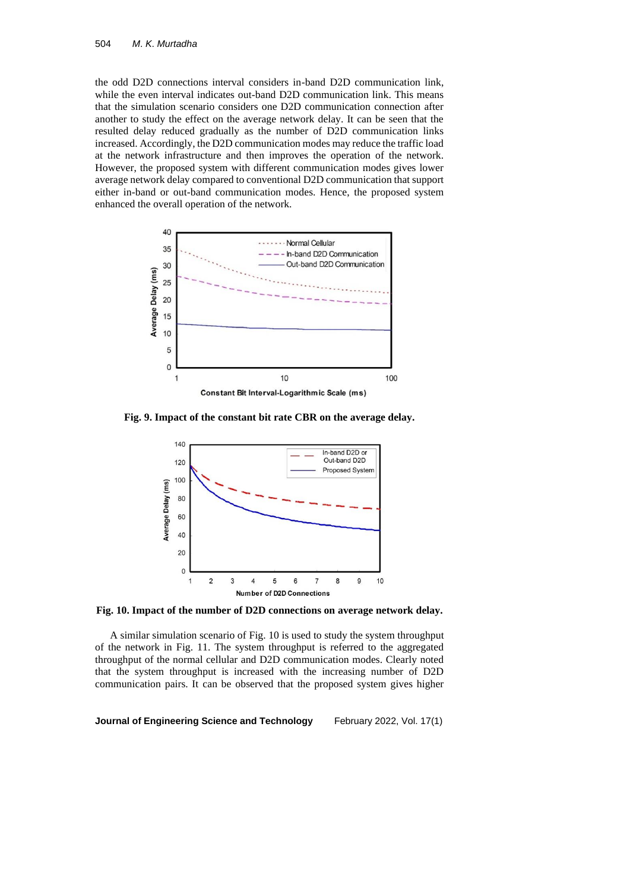the odd D2D connections interval considers in-band D2D communication link, while the even interval indicates out-band D2D communication link. This means that the simulation scenario considers one D2D communication connection after another to study the effect on the average network delay. It can be seen that the resulted delay reduced gradually as the number of D2D communication links increased. Accordingly, the D2D communication modes may reduce the traffic load at the network infrastructure and then improves the operation of the network. However, the proposed system with different communication modes gives lower average network delay compared to conventional D2D communication that support either in-band or out-band communication modes. Hence, the proposed system enhanced the overall operation of the network.

**Fig. 9. Impact of the constant bit rate CBR on the average delay.**

**Fig. 10. Impact of the number of D2D connections on average network delay.**

A similar simulation scenario of Fig. 10 is used to study the system throughput of the network in Fig. 11. The system throughput is referred to the aggregated throughput of the normal cellular and D2D communication modes. Clearly noted that the system throughput is increased with the increasing number of D2D communication pairs. It can be observed that the proposed system gives higher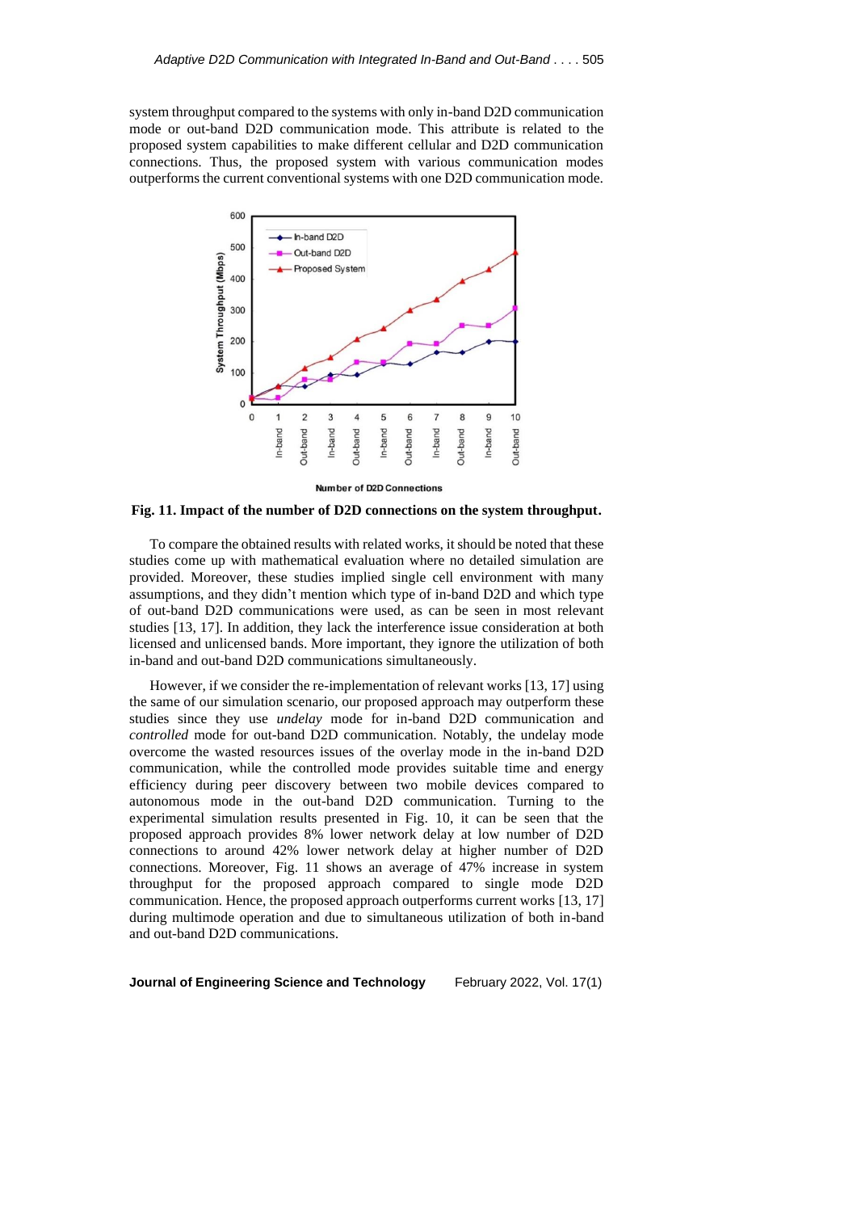system throughput compared to the systems with only in-band D2D communication mode or out-band D2D communication mode. This attribute is related to the proposed system capabilities to make different cellular and D2D communication connections. Thus, the proposed system with various communication modes outperforms the current conventional systems with one D2D communication mode.

**Fig. 11. Impact of the number of D2D connections on the system throughput.**

To compare the obtained results with related works, it should be noted that these studies come up with mathematical evaluation where no detailed simulation are provided. Moreover, these studies implied single cell environment with many assumptions, and they didn't mention which type of in-band D2D and which type of out-band D2D communications were used, as can be seen in most relevant studies [13, 17]. In addition, they lack the interference issue consideration at both licensed and unlicensed bands. More important, they ignore the utilization of both in-band and out-band D2D communications simultaneously.

However, if we consider the re-implementation of relevant works [13, 17] using the same of our simulation scenario, our proposed approach may outperform these studies since they use *undelay* mode for in-band D2D communication and *controlled* mode for out-band D2D communication. Notably, the undelay mode overcome the wasted resources issues of the overlay mode in the in-band D2D communication, while the controlled mode provides suitable time and energy efficiency during peer discovery between two mobile devices compared to autonomous mode in the out-band D2D communication. Turning to the experimental simulation results presented in Fig. 10, it can be seen that the proposed approach provides 8% lower network delay at low number of D2D connections to around 42% lower network delay at higher number of D2D connections. Moreover, Fig. 11 shows an average of 47% increase in system throughput for the proposed approach compared to single mode D2D communication. Hence, the proposed approach outperforms current works [13, 17] during multimode operation and due to simultaneous utilization of both in-band and out-band D2D communications.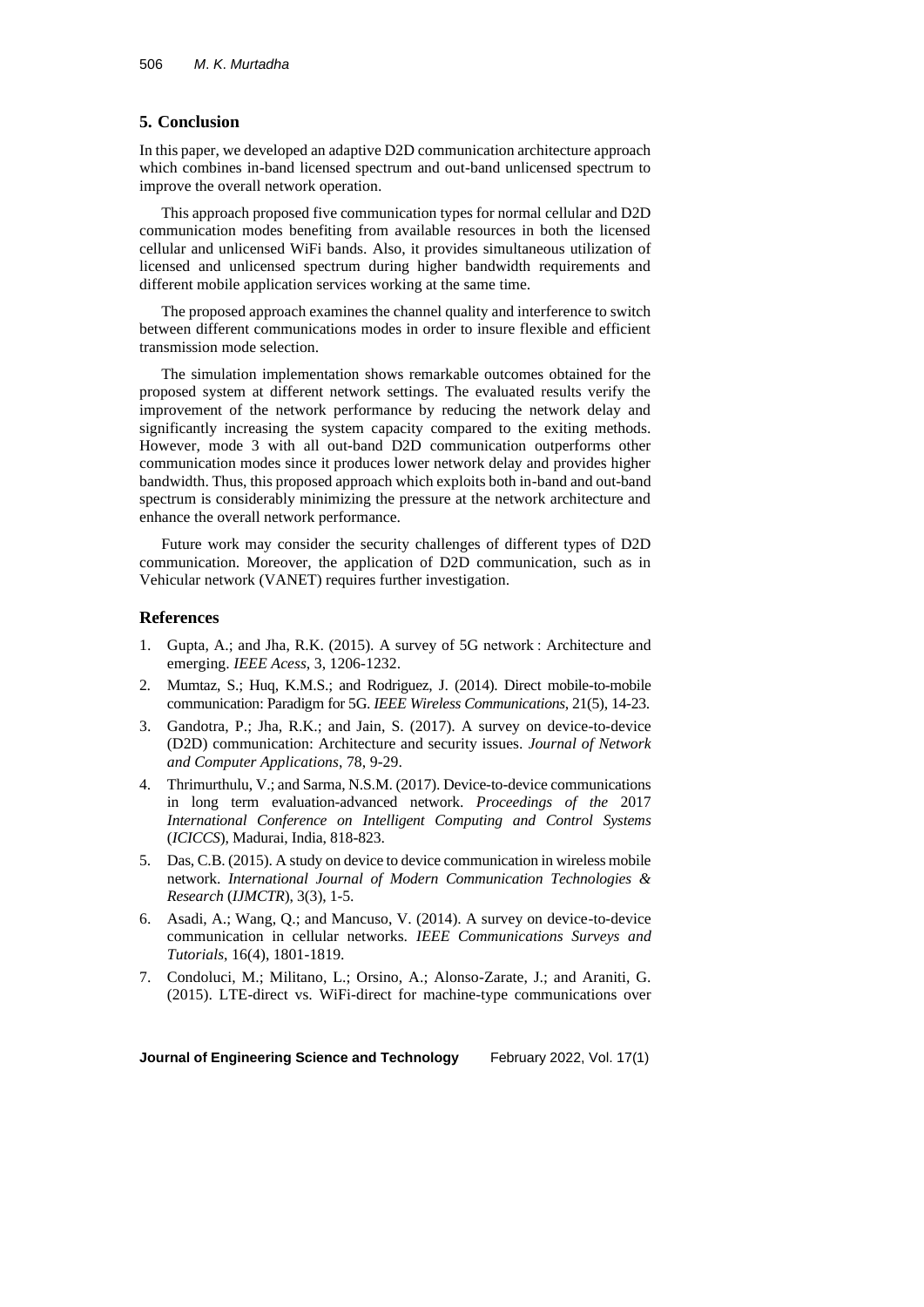## 5. Conclusion

In this paper, we developed an adaptive D2D communication architecture approach which combines in-band licensed spectrum and out-band unlicensed spectrum to improve the overall network operation.

This approach proposed five communication types for normal cellular and D2D communication modes benefiting from available resources in both the licensed cellular and unlicensed WiFi bands. Also, it provides simultaneous utilization of licensed and unlicensed spectrum during higher bandwidth requirements and different mobile application services working at the same time.

The proposed approach examines the channel quality and interference to switch between different communications modes in order to insure flexible and efficient transmission mode selection.

The simulation implementation shows remarkable outcomes obtained for the proposed system at different network settings. The evaluated results verify the improvement of the network performance by reducing the network delay and significantly increasing the system capacity compared to the exiting methods. However, mode 3 with all out-band D2D communication outperforms other communication modes since it produces lower network delay and provides higher bandwidth. Thus, this proposed approach which exploits both in-band and out-band spectrum is considerably minimizing the pressure at the network architecture and enhance the overall network performance.

Future work may consider the security challenges of different types of D2D communication. Moreover, the application of D2D communication, such as in Vehicular network (VANET) requires further investigation.

## References

1. Gupta, A.; and Jha, R.K. (2015). A survey of 5G network : Architecture and emerging. *IEEE Acess*, 3, 1206-1232.
2. Mumtaz, S.; Huq, K.M.S.; and Rodriguez, J. (2014). Direct mobile-to-mobile communication: Paradigm for 5G. *IEEE Wireless Communications*, 21(5), 14-23.
3. Gandotra, P.; Jha, R.K.; and Jain, S. (2017). A survey on device-to-device (D2D) communication: Architecture and security issues. *Journal of Network and Computer Applications*, 78, 9-29.
4. Thrimurthulu, V.; and Sarma, N.S.M. (2017). Device-to-device communications in long term evaluation-advanced network. *Proceedings of the* 2017 *International Conference on Intelligent Computing and Control Systems* (*ICICCS*), Madurai, India, 818-823.
5. Das, C.B. (2015). A study on device to device communication in wireless mobile network. *International Journal of Modern Communication Technologies & Research* (*IJMCTR*), 3(3), 1-5.
6. Asadi, A.; Wang, Q.; and Mancuso, V. (2014). A survey on device-to-device communication in cellular networks. *IEEE Communications Surveys and Tutorials*, 16(4), 1801-1819.
7. Condoluci, M.; Militano, L.; Orsino, A.; Alonso-Zarate, J.; and Araniti, G. (2015). LTE-direct vs. WiFi-direct for machine-type communications over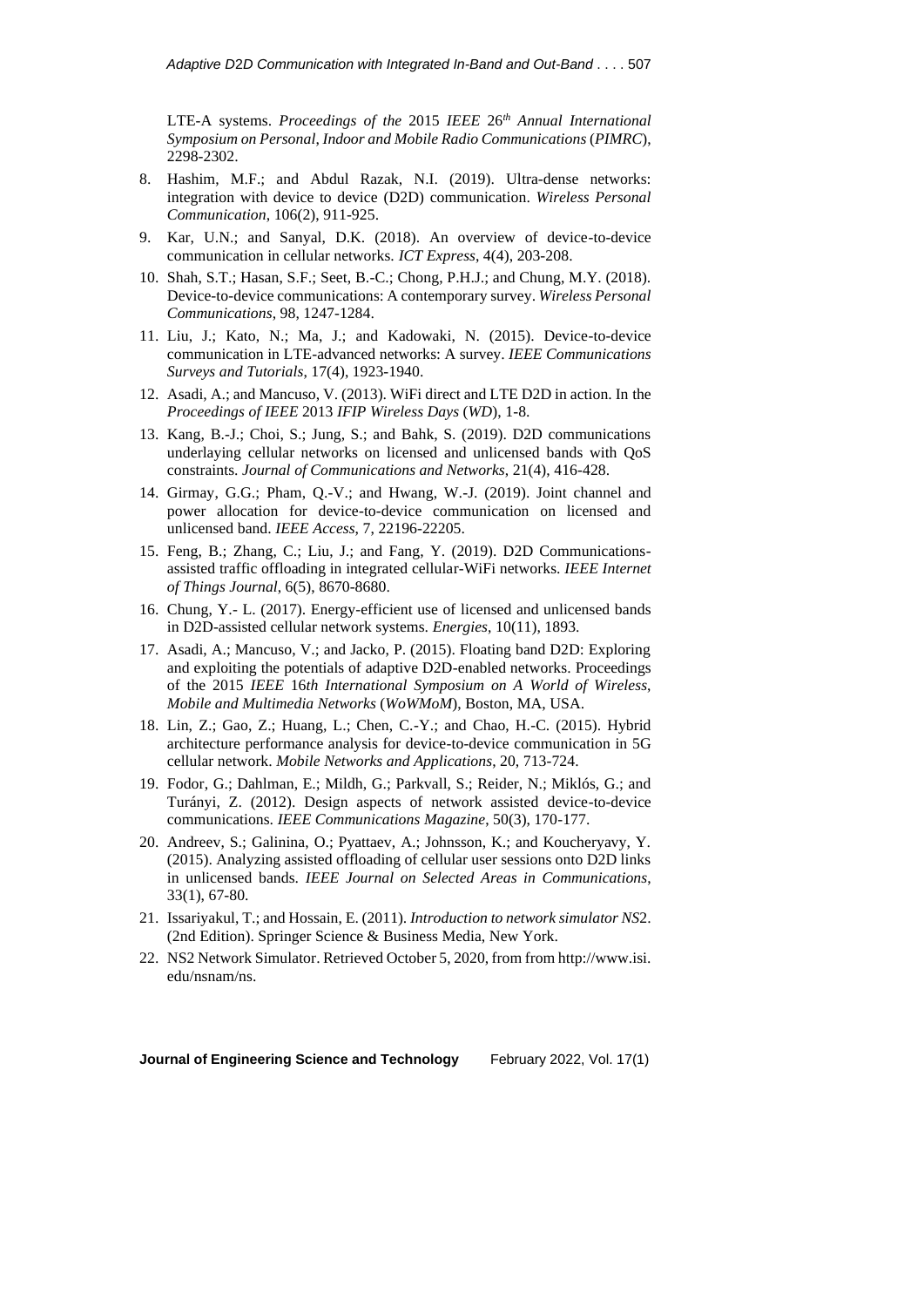LTE-A systems. *Proceedings of the* 2015 *IEEE* 26*th* *Annual International Symposium on Personal, Indoor and Mobile Radio Communications* (*PIMRC*), 2298-2302.

8. Hashim, M.F.; and Abdul Razak, N.I. (2019). Ultra-dense networks: integration with device to device (D2D) communication. *Wireless Personal Communication*, 106(2), 911-925.
9. Kar, U.N.; and Sanyal, D.K. (2018). An overview of device-to-device communication in cellular networks. *ICT Express*, 4(4), 203-208.
10. Shah, S.T.; Hasan, S.F.; Seet, B.-C.; Chong, P.H.J.; and Chung, M.Y. (2018). Device-to-device communications: A contemporary survey. *Wireless Personal Communications*, 98, 1247-1284.
11. Liu, J.; Kato, N.; Ma, J.; and Kadowaki, N. (2015). Device-to-device communication in LTE-advanced networks: A survey. *IEEE Communications Surveys and Tutorials*, 17(4), 1923-1940.
12. Asadi, A.; and Mancuso, V. (2013). WiFi direct and LTE D2D in action. In the *Proceedings of IEEE* 2013 *IFIP Wireless Days* (*WD*), 1-8.
13. Kang, B.-J.; Choi, S.; Jung, S.; and Bahk, S. (2019). D2D communications underlaying cellular networks on licensed and unlicensed bands with QoS constraints. *Journal of Communications and Networks*, 21(4), 416-428.
14. Girmay, G.G.; Pham, Q.-V.; and Hwang, W.-J. (2019). Joint channel and power allocation for device-to-device communication on licensed and unlicensed band. *IEEE Access*, 7, 22196-22205.
15. Feng, B.; Zhang, C.; Liu, J.; and Fang, Y. (2019). D2D Communications-assisted traffic offloading in integrated cellular-WiFi networks. *IEEE Internet of Things Journal*, 6(5), 8670-8680.
16. Chung, Y.- L. (2017). Energy-efficient use of licensed and unlicensed bands in D2D-assisted cellular network systems. *Energies*, 10(11), 1893.
17. Asadi, A.; Mancuso, V.; and Jacko, P. (2015). Floating band D2D: Exploring and exploiting the potentials of adaptive D2D-enabled networks. Proceedings of the 2015 *IEEE* 16*th International Symposium on A World of Wireless, Mobile and Multimedia Networks* (*WoWMoM*), Boston, MA, USA.
18. Lin, Z.; Gao, Z.; Huang, L.; Chen, C.-Y.; and Chao, H.-C. (2015). Hybrid architecture performance analysis for device-to-device communication in 5G cellular network. *Mobile Networks and Applications*, 20, 713-724.
19. Fodor, G.; Dahlman, E.; Mildh, G.; Parkvall, S.; Reider, N.; Miklós, G.; and Turányi, Z. (2012). Design aspects of network assisted device-to-device communications. *IEEE Communications Magazine*, 50(3), 170-177.
20. Andreev, S.; Galinina, O.; Pyattaev, A.; Johnsson, K.; and Koucheryavy, Y. (2015). Analyzing assisted offloading of cellular user sessions onto D2D links in unlicensed bands. *IEEE Journal on Selected Areas in Communications*, 33(1), 67-80.
21. Issariyakul, T.; and Hossain, E. (2011). *Introduction to network simulator NS*2. (2nd Edition). Springer Science & Business Media, New York.
22. NS2 Network Simulator. Retrieved October 5, 2020, from from http://www.isi.edu/nsnam/ns.